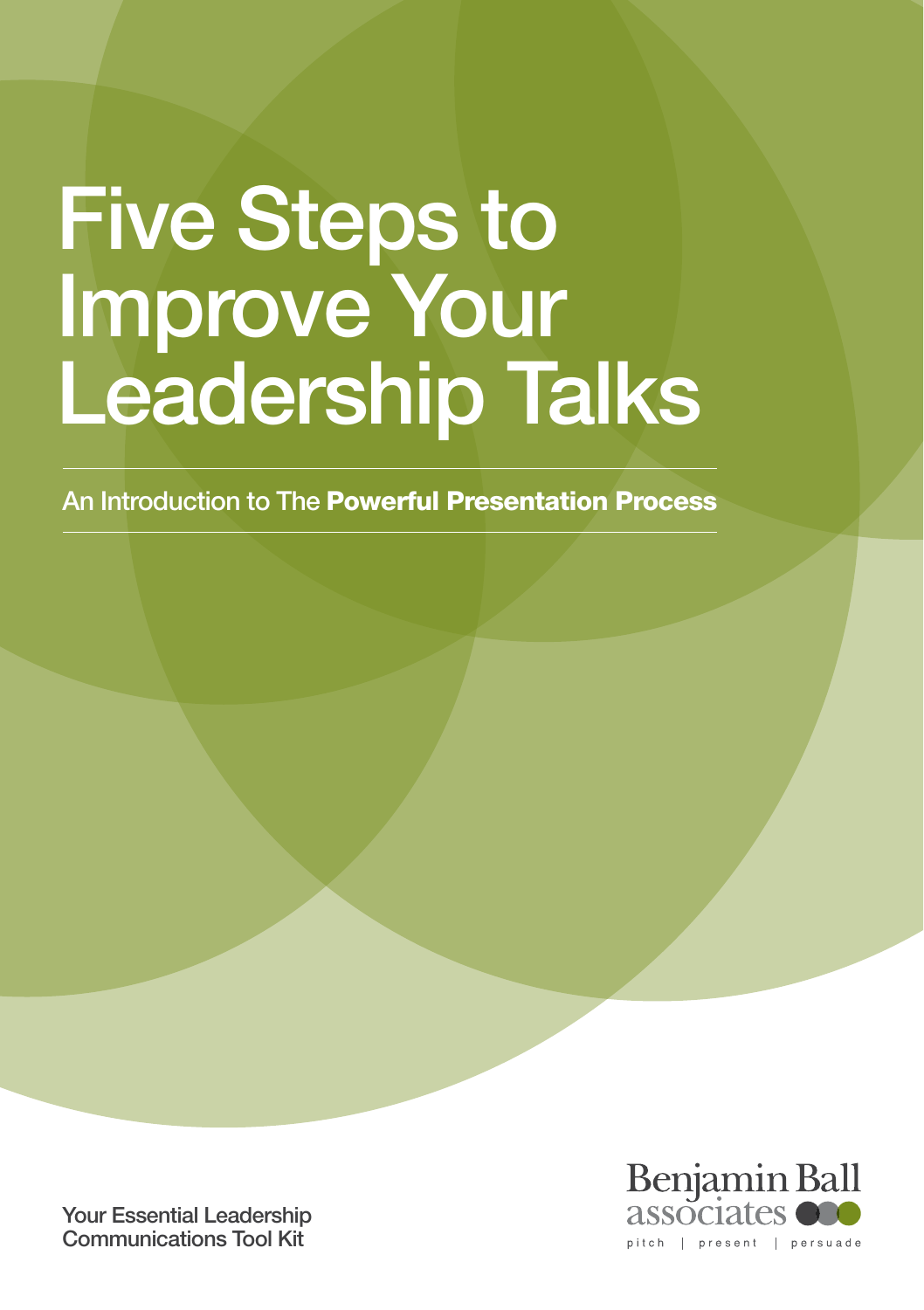# Five Steps to Improve Your Leadership Talks

An Introduction to The **Powerful Presentation Process**

Your Essential Leadership Communications Tool Kit

Benjamin Ball associates

pitch | present | persuade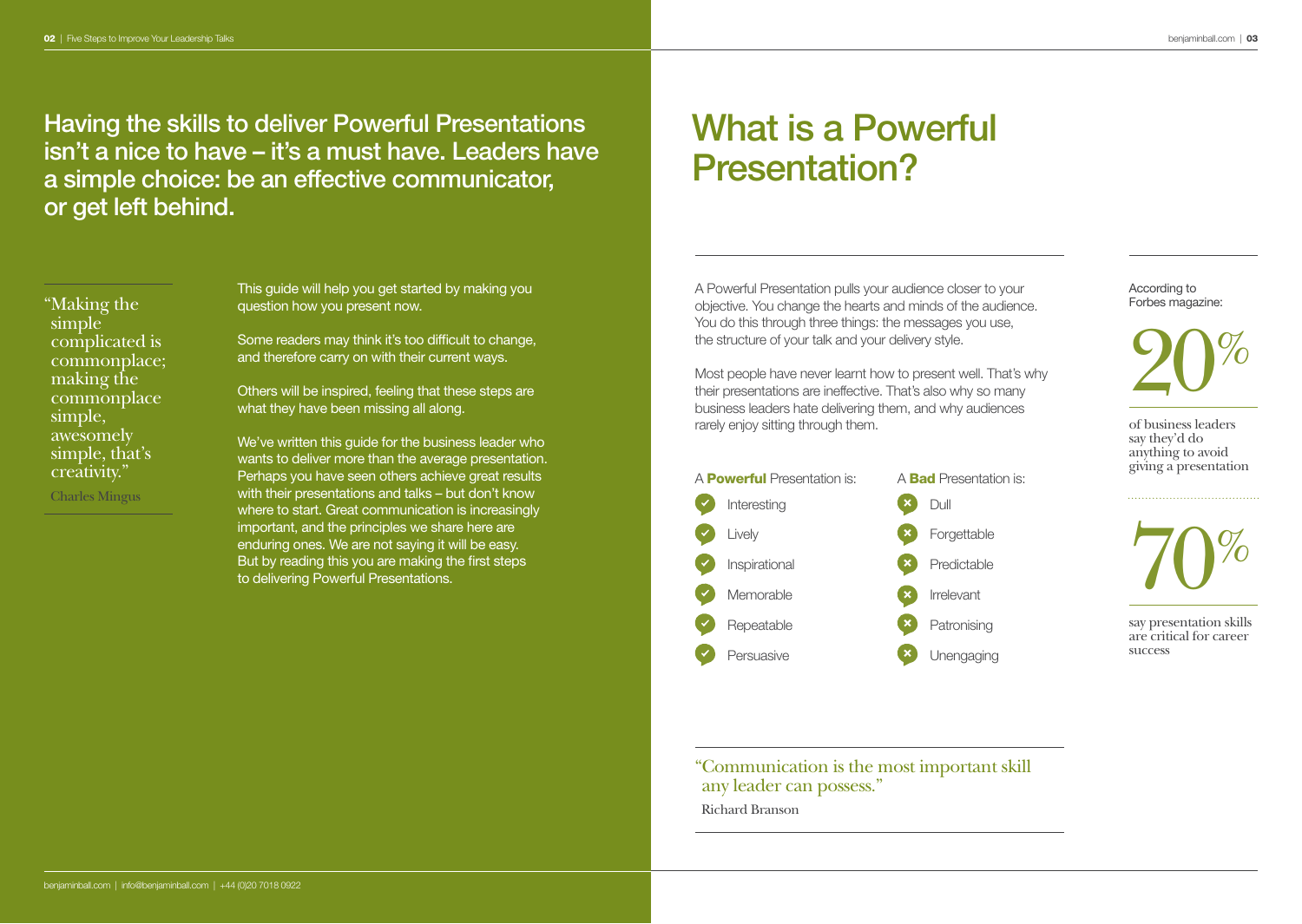## Having the skills to deliver Powerful Presentations isn't a nice to have – it's a must have. Leaders have a simple choice: be an effective communicator, or get left behind.

> "Making the simple complicated is commonplace; making the commonplace simple, awesomely simple, that's creativity."
>
> Charles Mingus

This guide will help you get started by making you question how you present now.

Some readers may think it's too difficult to change, and therefore carry on with their current ways.

Others will be inspired, feeling that these steps are what they have been missing all along.

We've written this guide for the business leader who wants to deliver more than the average presentation. Perhaps you have seen others achieve great results with their presentations and talks – but don't know where to start. Great communication is increasingly important, and the principles we share here are enduring ones. We are not saying it will be easy. But by reading this you are making the first steps to delivering Powerful Presentations.

# What is a Powerful Presentation?

A Powerful Presentation pulls your audience closer to your objective. You change the hearts and minds of the audience. You do this through three things: the messages you use, the structure of your talk and your delivery style.

Most people have never learnt how to present well. That's why their presentations are ineffective. That's also why so many business leaders hate delivering them, and why audiences rarely enjoy sitting through them.

A **Powerful** Presentation is:

- Interesting
- Lively
- Inspirational
- Memorable
- Repeatable
- Persuasive

A **Bad** Presentation is:

- Dull
- Forgettable
- Predictable
- Irrelevant
- Patronising
- Unengaging

> "Communication is the most important skill any leader can possess."
>
> Richard Branson

According to Forbes magazine:

**20%** of business leaders say they'd do anything to avoid giving a presentation

**70%** say presentation skills are critical for career success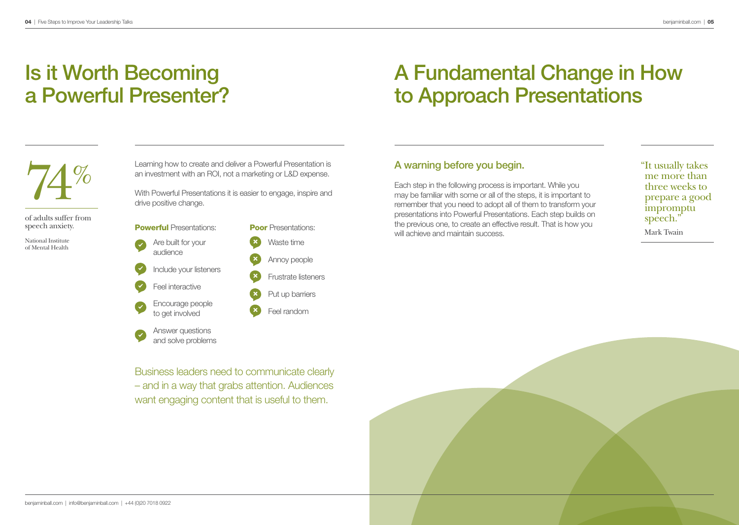# Is it Worth Becoming a Powerful Presenter?

74%

of adults suffer from speech anxiety.

National Institute of Mental Health

Learning how to create and deliver a Powerful Presentation is an investment with an ROI, not a marketing or L&D expense.

With Powerful Presentations it is easier to engage, inspire and drive positive change.

**Powerful** Presentations:

- Are built for your audience
- Include your listeners
- Feel interactive
- Encourage people to get involved
- Answer questions and solve problems

**Poor** Presentations:

- Waste time
- Annoy people
- Frustrate listeners
- Put up barriers
- Feel random

Business leaders need to communicate clearly – and in a way that grabs attention. Audiences want engaging content that is useful to them.

# A Fundamental Change in How to Approach Presentations

## A warning before you begin.

Each step in the following process is important. While you may be familiar with some or all of the steps, it is important to remember that you need to adopt all of them to transform your presentations into Powerful Presentations. Each step builds on the previous one, to create an effective result. That is how you will achieve and maintain success.

> "It usually takes me more than three weeks to prepare a good impromptu speech."
>
> Mark Twain

benjaminball.com | info@benjaminball.com | +44 (0)20 7018 0922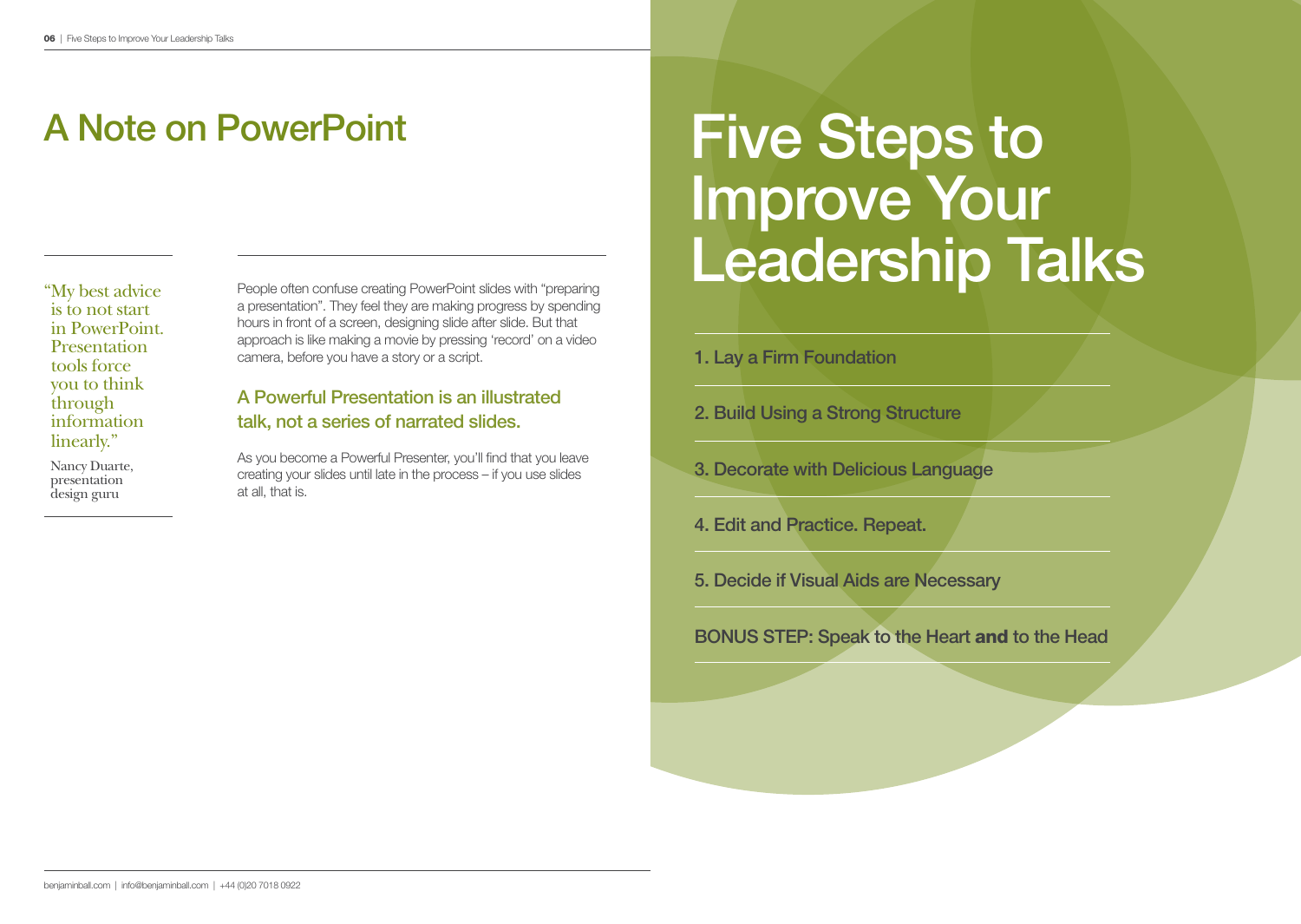# A Note on PowerPoint

> "My best advice is to not start in PowerPoint. Presentation tools force you to think through information linearly."
>
> Nancy Duarte, presentation design guru

People often confuse creating PowerPoint slides with "preparing a presentation". They feel they are making progress by spending hours in front of a screen, designing slide after slide. But that approach is like making a movie by pressing 'record' on a video camera, before you have a story or a script.

### A Powerful Presentation is an illustrated talk, not a series of narrated slides.

As you become a Powerful Presenter, you'll find that you leave creating your slides until late in the process – if you use slides at all, that is.

# Five Steps to Improve Your Leadership Talks

1. Lay a Firm Foundation
2. Build Using a Strong Structure
3. Decorate with Delicious Language
4. Edit and Practice. Repeat.
5. Decide if Visual Aids are Necessary

BONUS STEP: Speak to the Heart **and** to the Head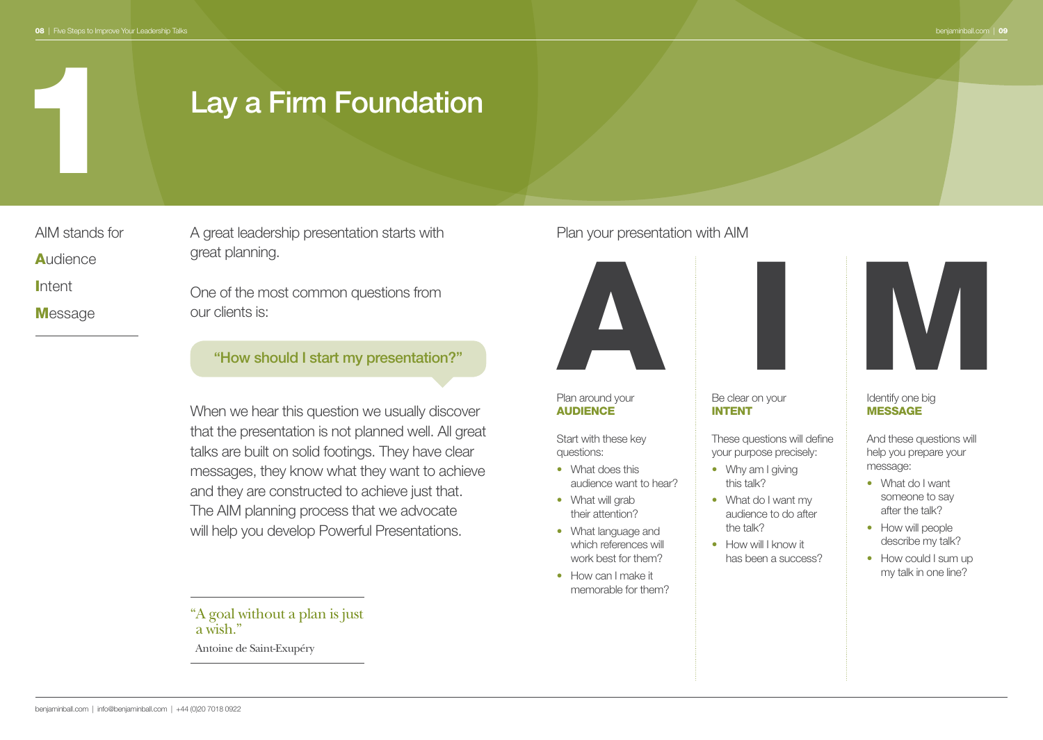# 1 Lay a Firm Foundation

AIM stands for

**A**udience

**I**ntent

**M**essage

A great leadership presentation starts with great planning.

One of the most common questions from our clients is:

**"How should I start my presentation?"**

When we hear this question we usually discover that the presentation is not planned well. All great talks are built on solid footings. They have clear messages, they know what they want to achieve and they are constructed to achieve just that. The AIM planning process that we advocate will help you develop Powerful Presentations.

> "A goal without a plan is just a wish."
>
> Antoine de Saint-Exupéry

## Plan your presentation with AIM

### A

Plan around your **AUDIENCE**

Start with these key questions:

- What does this audience want to hear?
- What will grab their attention?
- What language and which references will work best for them?
- How can I make it memorable for them?

### I

Be clear on your **INTENT**

These questions will define your purpose precisely:

- Why am I giving this talk?
- What do I want my audience to do after the talk?
- How will I know it has been a success?

### M

Identify one big **MESSAGE**

And these questions will help you prepare your message:

- What do I want someone to say after the talk?
- How will people describe my talk?
- How could I sum up my talk in one line?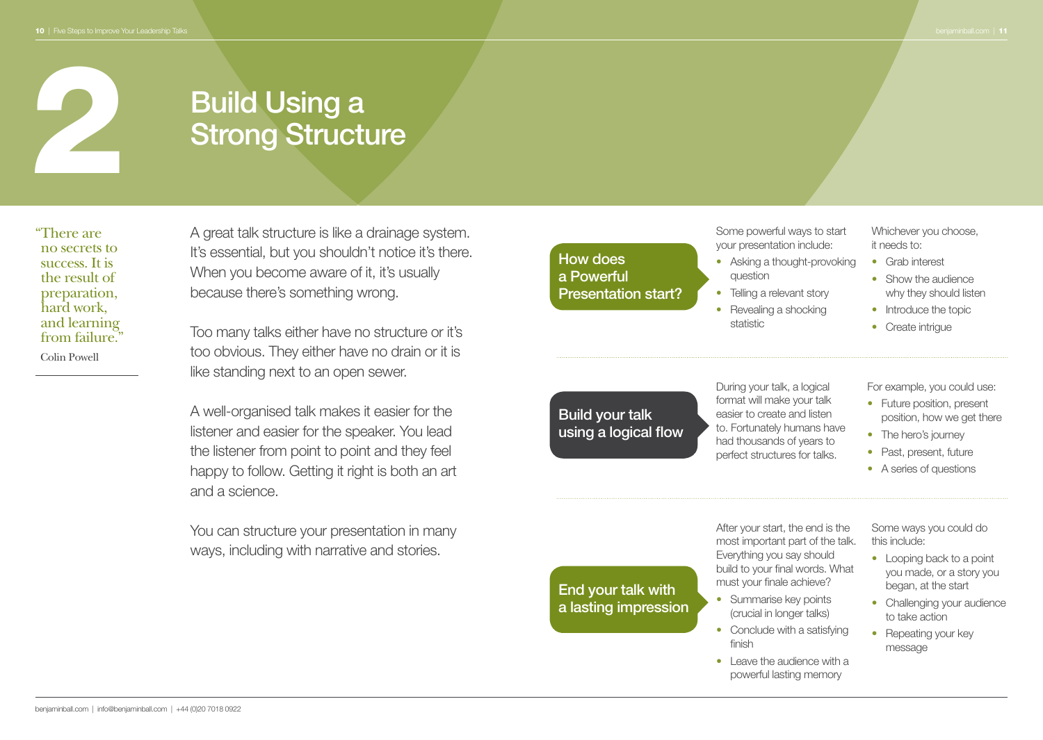# 2 Build Using a Strong Structure

> "There are no secrets to success. It is the result of preparation, hard work, and learning from failure."
>
> Colin Powell

A great talk structure is like a drainage system. It's essential, but you shouldn't notice it's there. When you become aware of it, it's usually because there's something wrong.

Too many talks either have no structure or it's too obvious. They either have no drain or it is like standing next to an open sewer.

A well-organised talk makes it easier for the listener and easier for the speaker. You lead the listener from point to point and they feel happy to follow. Getting it right is both an art and a science.

You can structure your presentation in many ways, including with narrative and stories.

## How does a Powerful Presentation start?

Some powerful ways to start your presentation include:

- Asking a thought-provoking question
- Telling a relevant story
- Revealing a shocking statistic

Whichever you choose, it needs to:

- Grab interest
- Show the audience why they should listen
- Introduce the topic
- Create intrigue

## Build your talk using a logical flow

During your talk, a logical format will make your talk easier to create and listen to. Fortunately humans have had thousands of years to perfect structures for talks.

For example, you could use:

- Future position, present position, how we get there
- The hero's journey
- Past, present, future
- A series of questions

## End your talk with a lasting impression

After your start, the end is the most important part of the talk. Everything you say should build to your final words. What must your finale achieve?

- Summarise key points (crucial in longer talks)
- Conclude with a satisfying finish
- Leave the audience with a powerful lasting memory

Some ways you could do this include:

- Looping back to a point you made, or a story you began, at the start
- Challenging your audience to take action
- Repeating your key message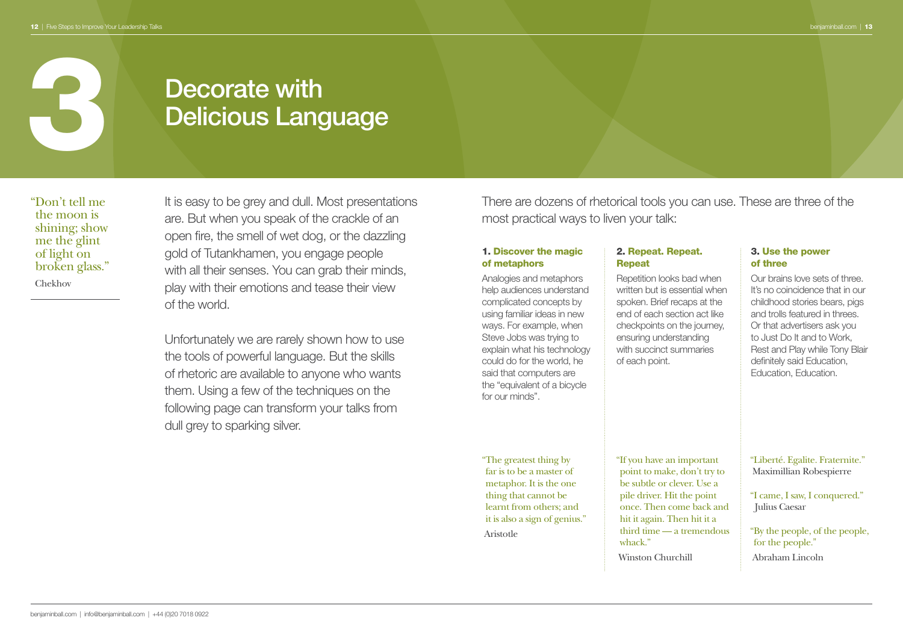# 3 Decorate with Delicious Language

"Don't tell me the moon is shining; show me the glint of light on broken glass."

Chekhov

It is easy to be grey and dull. Most presentations are. But when you speak of the crackle of an open fire, the smell of wet dog, or the dazzling gold of Tutankhamen, you engage people with all their senses. You can grab their minds, play with their emotions and tease their view of the world.

Unfortunately we are rarely shown how to use the tools of powerful language. But the skills of rhetoric are available to anyone who wants them. Using a few of the techniques on the following page can transform your talks from dull grey to sparking silver.

There are dozens of rhetorical tools you can use. These are three of the most practical ways to liven your talk:

### 1. Discover the magic of metaphors

Analogies and metaphors help audiences understand complicated concepts by using familiar ideas in new ways. For example, when Steve Jobs was trying to explain what his technology could do for the world, he said that computers are the "equivalent of a bicycle for our minds".

"The greatest thing by far is to be a master of metaphor. It is the one thing that cannot be learnt from others; and it is also a sign of genius."

Aristotle

### 2. Repeat. Repeat. Repeat

Repetition looks bad when written but is essential when spoken. Brief recaps at the end of each section act like checkpoints on the journey, ensuring understanding with succinct summaries of each point.

"If you have an important point to make, don't try to be subtle or clever. Use a pile driver. Hit the point once. Then come back and hit it again. Then hit it a third time — a tremendous whack."

Winston Churchill

### 3. Use the power of three

Our brains love sets of three. It's no coincidence that in our childhood stories bears, pigs and trolls featured in threes. Or that advertisers ask you to Just Do It and to Work, Rest and Play while Tony Blair definitely said Education, Education, Education.

"Liberté. Egalite. Fraternite."
Maximillian Robespierre

"I came, I saw, I conquered."
Julius Caesar

"By the people, of the people, for the people."
Abraham Lincoln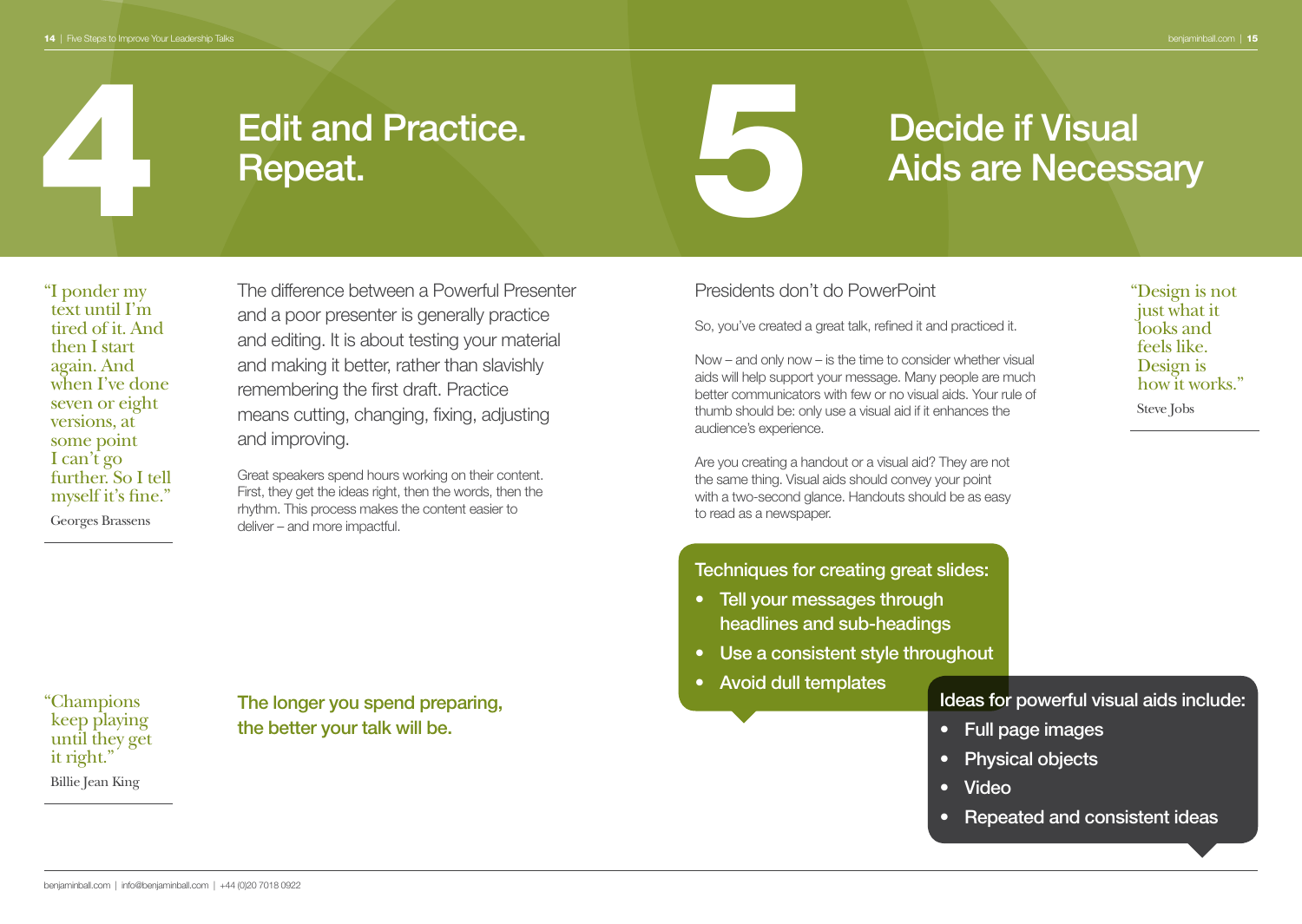# 4 Edit and Practice. Repeat.

> "I ponder my text until I'm tired of it. And then I start again. And when I've done seven or eight versions, at some point I can't go further. So I tell myself it's fine."
>
> Georges Brassens

The difference between a Powerful Presenter and a poor presenter is generally practice and editing. It is about testing your material and making it better, rather than slavishly remembering the first draft. Practice means cutting, changing, fixing, adjusting and improving.

Great speakers spend hours working on their content. First, they get the ideas right, then the words, then the rhythm. This process makes the content easier to deliver – and more impactful.

> "Champions keep playing until they get it right."
>
> Billie Jean King

**The longer you spend preparing, the better your talk will be.**

# 5 Decide if Visual Aids are Necessary

## Presidents don't do PowerPoint

So, you've created a great talk, refined it and practiced it.

Now – and only now – is the time to consider whether visual aids will help support your message. Many people are much better communicators with few or no visual aids. Your rule of thumb should be: only use a visual aid if it enhances the audience's experience.

Are you creating a handout or a visual aid? They are not the same thing. Visual aids should convey your point with a two-second glance. Handouts should be as easy to read as a newspaper.

> "Design is not just what it looks and feels like. Design is how it works."
>
> Steve Jobs

**Techniques for creating great slides:**

- Tell your messages through headlines and sub-headings
- Use a consistent style throughout
- Avoid dull templates

**Ideas for powerful visual aids include:**

- Full page images
- Physical objects
- Video
- Repeated and consistent ideas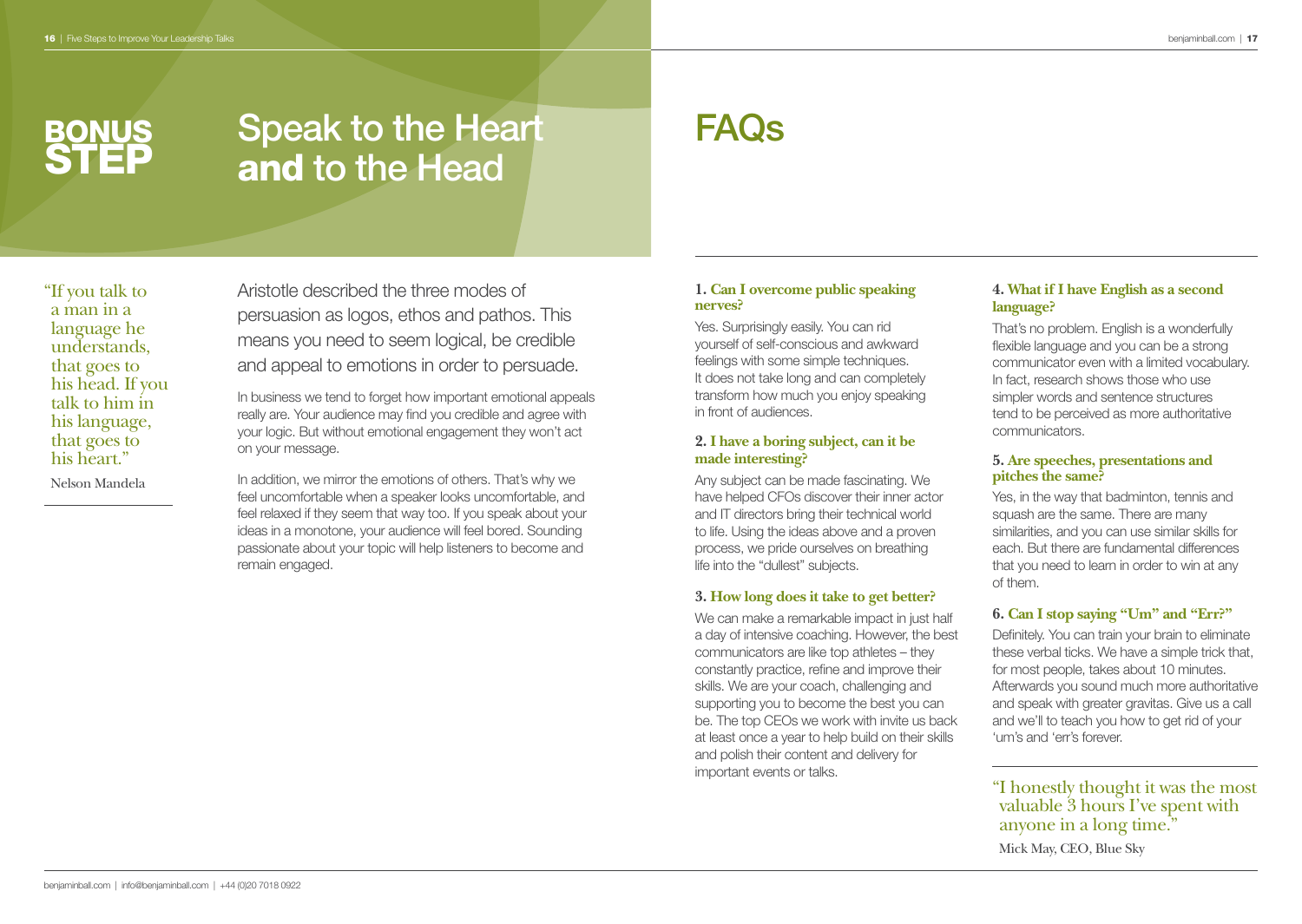# BONUS STEP

## Speak to the Heart **and** to the Head

"If you talk to a man in a language he understands, that goes to his head. If you talk to him in his language, that goes to his heart."

Nelson Mandela

Aristotle described the three modes of persuasion as logos, ethos and pathos. This means you need to seem logical, be credible and appeal to emotions in order to persuade.

In business we tend to forget how important emotional appeals really are. Your audience may find you credible and agree with your logic. But without emotional engagement they won't act on your message.

In addition, we mirror the emotions of others. That's why we feel uncomfortable when a speaker looks uncomfortable, and feel relaxed if they seem that way too. If you speak about your ideas in a monotone, your audience will feel bored. Sounding passionate about your topic will help listeners to become and remain engaged.

# FAQs

### 1. Can I overcome public speaking nerves?

Yes. Surprisingly easily. You can rid yourself of self-conscious and awkward feelings with some simple techniques. It does not take long and can completely transform how much you enjoy speaking in front of audiences.

### 2. I have a boring subject, can it be made interesting?

Any subject can be made fascinating. We have helped CFOs discover their inner actor and IT directors bring their technical world to life. Using the ideas above and a proven process, we pride ourselves on breathing life into the "dullest" subjects.

### 3. How long does it take to get better?

We can make a remarkable impact in just half a day of intensive coaching. However, the best communicators are like top athletes – they constantly practice, refine and improve their skills. We are your coach, challenging and supporting you to become the best you can be. The top CEOs we work with invite us back at least once a year to help build on their skills and polish their content and delivery for important events or talks.

### 4. What if I have English as a second language?

That's no problem. English is a wonderfully flexible language and you can be a strong communicator even with a limited vocabulary. In fact, research shows those who use simpler words and sentence structures tend to be perceived as more authoritative communicators.

### 5. Are speeches, presentations and pitches the same?

Yes, in the way that badminton, tennis and squash are the same. There are many similarities, and you can use similar skills for each. But there are fundamental differences that you need to learn in order to win at any of them.

### 6. Can I stop saying "Um" and "Err?"

Definitely. You can train your brain to eliminate these verbal ticks. We have a simple trick that, for most people, takes about 10 minutes. Afterwards you sound much more authoritative and speak with greater gravitas. Give us a call and we'll to teach you how to get rid of your 'um's and 'err's forever.

"I honestly thought it was the most valuable 3 hours I've spent with anyone in a long time."

Mick May, CEO, Blue Sky

benjaminball.com | info@benjaminball.com | +44 (0)20 7018 0922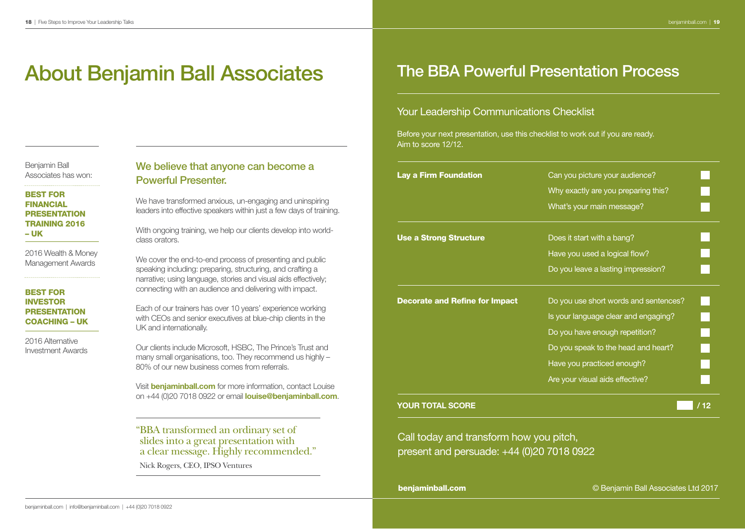# About Benjamin Ball Associates

Benjamin Ball Associates has won:

**BEST FOR FINANCIAL PRESENTATION TRAINING 2016 – UK**

2016 Wealth & Money Management Awards

**BEST FOR INVESTOR PRESENTATION COACHING – UK**

2016 Alternative Investment Awards

## We believe that anyone can become a Powerful Presenter.

We have transformed anxious, un-engaging and uninspiring leaders into effective speakers within just a few days of training.

With ongoing training, we help our clients develop into world-class orators.

We cover the end-to-end process of presenting and public speaking including: preparing, structuring, and crafting a narrative; using language, stories and visual aids effectively; connecting with an audience and delivering with impact.

Each of our trainers has over 10 years' experience working with CEOs and senior executives at blue-chip clients in the UK and internationally.

Our clients include Microsoft, HSBC, The Prince's Trust and many small organisations, too. They recommend us highly – 80% of our new business comes from referrals.

Visit **benjaminball.com** for more information, contact Louise on +44 (0)20 7018 0922 or email **louise@benjaminball.com**.

"BBA transformed an ordinary set of slides into a great presentation with a clear message. Highly recommended."

Nick Rogers, CEO, IPSO Ventures

# The BBA Powerful Presentation Process

## Your Leadership Communications Checklist

Before your next presentation, use this checklist to work out if you are ready. Aim to score 12/12.

| | | |
|---|---|---|
| **Lay a Firm Foundation** | Can you picture your audience? | ☐ |
| | Why exactly are you preparing this? | ☐ |
| | What's your main message? | ☐ |
| **Use a Strong Structure** | Does it start with a bang? | ☐ |
| | Have you used a logical flow? | ☐ |
| | Do you leave a lasting impression? | ☐ |
| **Decorate and Refine for Impact** | Do you use short words and sentences? | ☐ |
| | Is your language clear and engaging? | ☐ |
| | Do you have enough repetition? | ☐ |
| | Do you speak to the head and heart? | ☐ |
| | Have you practiced enough? | ☐ |
| | Are your visual aids effective? | ☐ |
| **YOUR TOTAL SCORE** | | ☐ **/ 12** |

Call today and transform how you pitch, present and persuade: +44 (0)20 7018 0922

**benjaminball.com**

© Benjamin Ball Associates Ltd 2017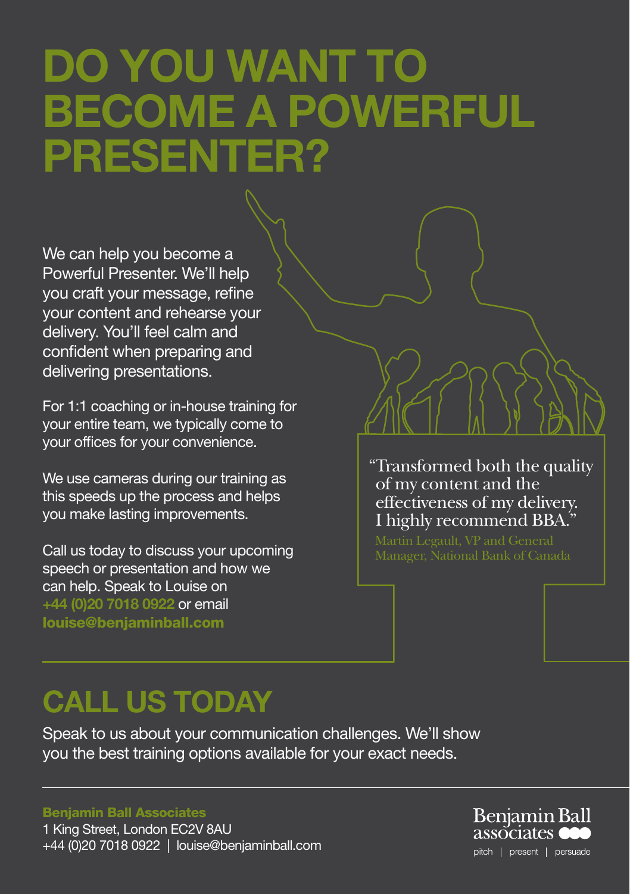# DO YOU WANT TO BECOME A POWERFUL PRESENTER?

We can help you become a Powerful Presenter. We'll help you craft your message, refine your content and rehearse your delivery. You'll feel calm and confident when preparing and delivering presentations.

For 1:1 coaching or in-house training for your entire team, we typically come to your offices for your convenience.

We use cameras during our training as this speeds up the process and helps you make lasting improvements.

Call us today to discuss your upcoming speech or presentation and how we can help. Speak to Louise on **+44 (0)20 7018 0922** or email **louise@benjaminball.com**

"Transformed both the quality of my content and the effectiveness of my delivery. I highly recommend BBA."

Martin Legault, VP and General Manager, National Bank of Canada

## CALL US TODAY

Speak to us about your communication challenges. We'll show you the best training options available for your exact needs.

**Benjamin Ball Associates**
1 King Street, London EC2V 8AU
+44 (0)20 7018 0922 | louise@benjaminball.com

Benjamin Ball associates
pitch | present | persuade